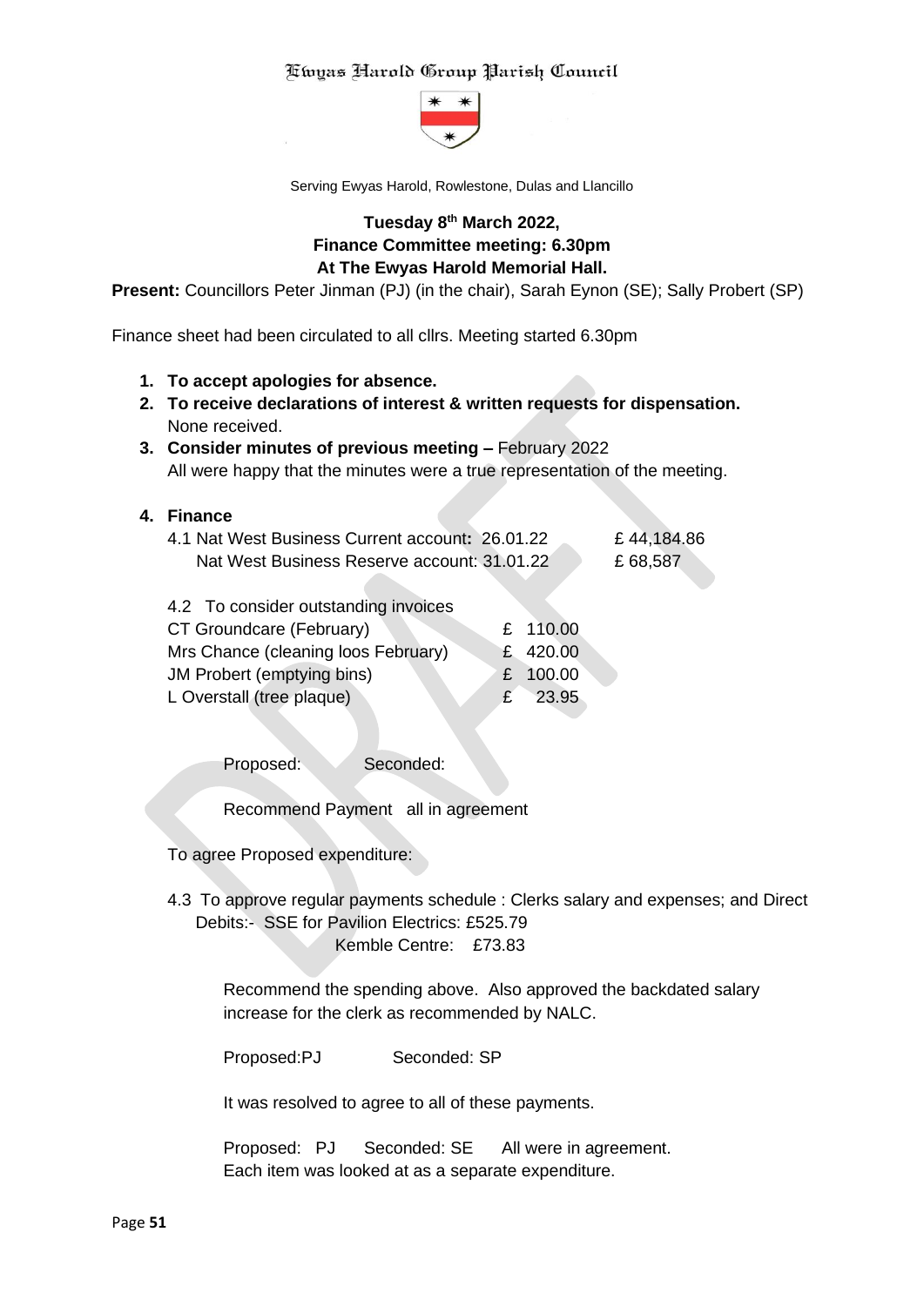# Ewyas Harold Group Parish Council

Serving Ewyas Harold, Rowlestone, Dulas and Llancillo

**Tuesday 8th March 2022,**
**Finance Committee meeting: 6.30pm**
**At The Ewyas Harold Memorial Hall.**

**Present:** Councillors Peter Jinman (PJ) (in the chair), Sarah Eynon (SE); Sally Probert (SP)

Finance sheet had been circulated to all cllrs. Meeting started 6.30pm

1. **To accept apologies for absence.**
2. **To receive declarations of interest & written requests for dispensation.** None received.
3. **Consider minutes of previous meeting –** February 2022
   All were happy that the minutes were a true representation of the meeting.
4. **Finance**

   4.1 Nat West Business Current account**:** 26.01.22 £ 44,184.86
   Nat West Business Reserve account: 31.01.22 £ 68,587

   4.2 To consider outstanding invoices

   | | |
   |---|---|
   | CT Groundcare (February) | £ 110.00 |
   | Mrs Chance (cleaning loos February) | £ 420.00 |
   | JM Probert (emptying bins) | £ 100.00 |
   | L Overstall (tree plaque) | £ 23.95 |

   Proposed: Seconded:

   Recommend Payment all in agreement

   To agree Proposed expenditure:

   4.3 To approve regular payments schedule : Clerks salary and expenses; and Direct Debits:- SSE for Pavilion Electrics: £525.79
   Kemble Centre: £73.83

   Recommend the spending above. Also approved the backdated salary increase for the clerk as recommended by NALC.

   Proposed:PJ Seconded: SP

   It was resolved to agree to all of these payments.

   Proposed: PJ Seconded: SE All were in agreement.
   Each item was looked at as a separate expenditure.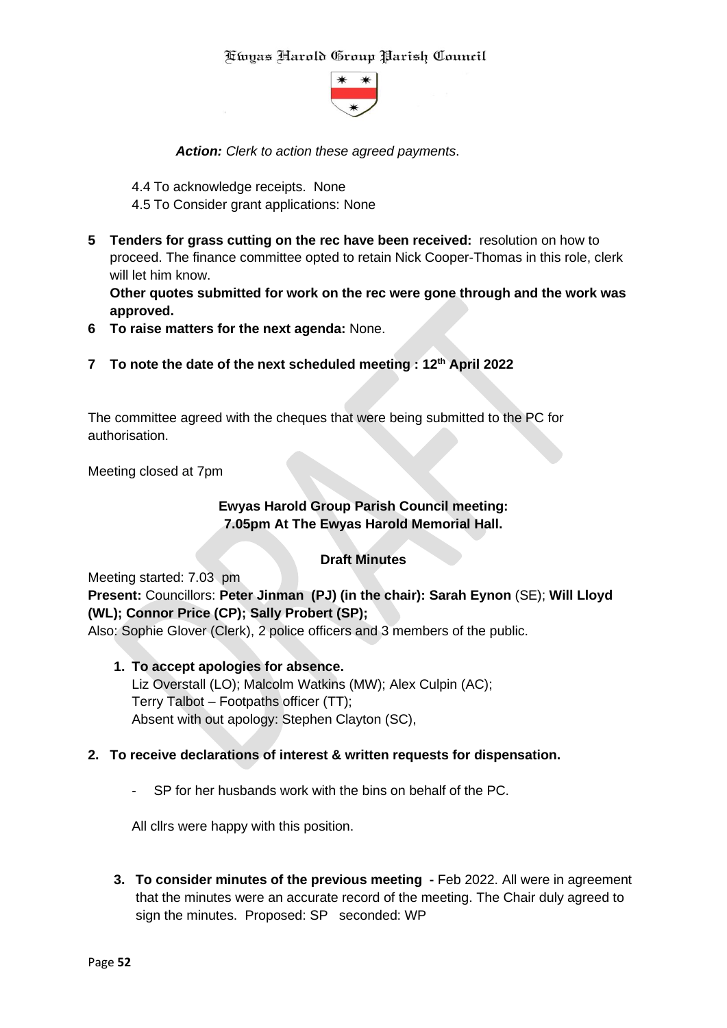*Action: Clerk to action these agreed payments.*

4.4 To acknowledge receipts. None
4.5 To Consider grant applications: None

5 **Tenders for grass cutting on the rec have been received:** resolution on how to proceed. The finance committee opted to retain Nick Cooper-Thomas in this role, clerk will let him know.
**Other quotes submitted for work on the rec were gone through and the work was approved.**
6 **To raise matters for the next agenda:** None.
7 **To note the date of the next scheduled meeting : 12th April 2022**

The committee agreed with the cheques that were being submitted to the PC for authorisation.

Meeting closed at 7pm

**Ewyas Harold Group Parish Council meeting:**
**7.05pm At The Ewyas Harold Memorial Hall.**

**Draft Minutes**

Meeting started: 7.03 pm
**Present:** Councillors: **Peter Jinman (PJ) (in the chair): Sarah Eynon** (SE); **Will Lloyd (WL); Connor Price (CP); Sally Probert (SP);**
Also: Sophie Glover (Clerk), 2 police officers and 3 members of the public.

1. **To accept apologies for absence.**
   Liz Overstall (LO); Malcolm Watkins (MW); Alex Culpin (AC);
   Terry Talbot – Footpaths officer (TT);
   Absent with out apology: Stephen Clayton (SC),

2. **To receive declarations of interest & written requests for dispensation.**

   - SP for her husbands work with the bins on behalf of the PC.

   All cllrs were happy with this position.

3. **To consider minutes of the previous meeting -** Feb 2022. All were in agreement that the minutes were an accurate record of the meeting. The Chair duly agreed to sign the minutes. Proposed: SP seconded: WP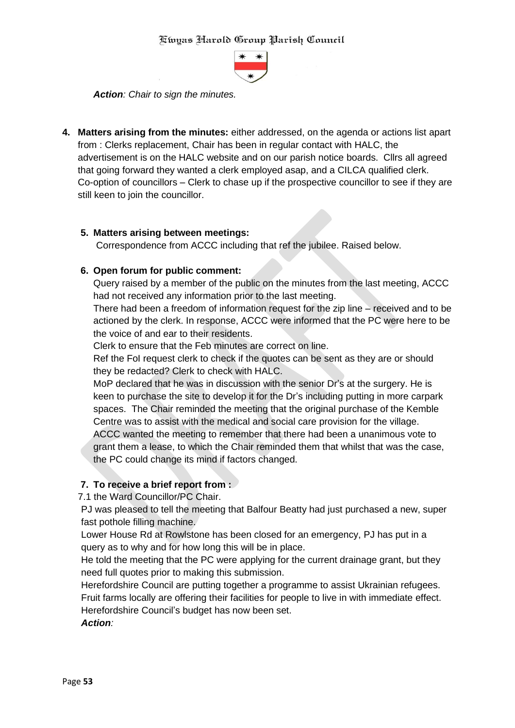*Action: Chair to sign the minutes.*

4. **Matters arising from the minutes:** either addressed, on the agenda or actions list apart from : Clerks replacement, Chair has been in regular contact with HALC, the advertisement is on the HALC website and on our parish notice boards. Cllrs all agreed that going forward they wanted a clerk employed asap, and a CILCA qualified clerk. Co-option of councillors – Clerk to chase up if the prospective councillor to see if they are still keen to join the councillor.

5. **Matters arising between meetings:**
   Correspondence from ACCC including that ref the jubilee. Raised below.

6. **Open forum for public comment:**
   Query raised by a member of the public on the minutes from the last meeting, ACCC had not received any information prior to the last meeting.
   There had been a freedom of information request for the zip line – received and to be actioned by the clerk. In response, ACCC were informed that the PC were here to be the voice of and ear to their residents.
   Clerk to ensure that the Feb minutes are correct on line.
   Ref the FoI request clerk to check if the quotes can be sent as they are or should they be redacted? Clerk to check with HALC.
   MoP declared that he was in discussion with the senior Dr's at the surgery. He is keen to purchase the site to develop it for the Dr's including putting in more carpark spaces. The Chair reminded the meeting that the original purchase of the Kemble Centre was to assist with the medical and social care provision for the village.
   ACCC wanted the meeting to remember that there had been a unanimous vote to grant them a lease, to which the Chair reminded them that whilst that was the case, the PC could change its mind if factors changed.

7. **To receive a brief report from :**
   7.1 the Ward Councillor/PC Chair.
   PJ was pleased to tell the meeting that Balfour Beatty had just purchased a new, super fast pothole filling machine.
   Lower House Rd at Rowlstone has been closed for an emergency, PJ has put in a query as to why and for how long this will be in place.
   He told the meeting that the PC were applying for the current drainage grant, but they need full quotes prior to making this submission.
   Herefordshire Council are putting together a programme to assist Ukrainian refugees. Fruit farms locally are offering their facilities for people to live in with immediate effect.
   Herefordshire Council's budget has now been set.
   ***Action:***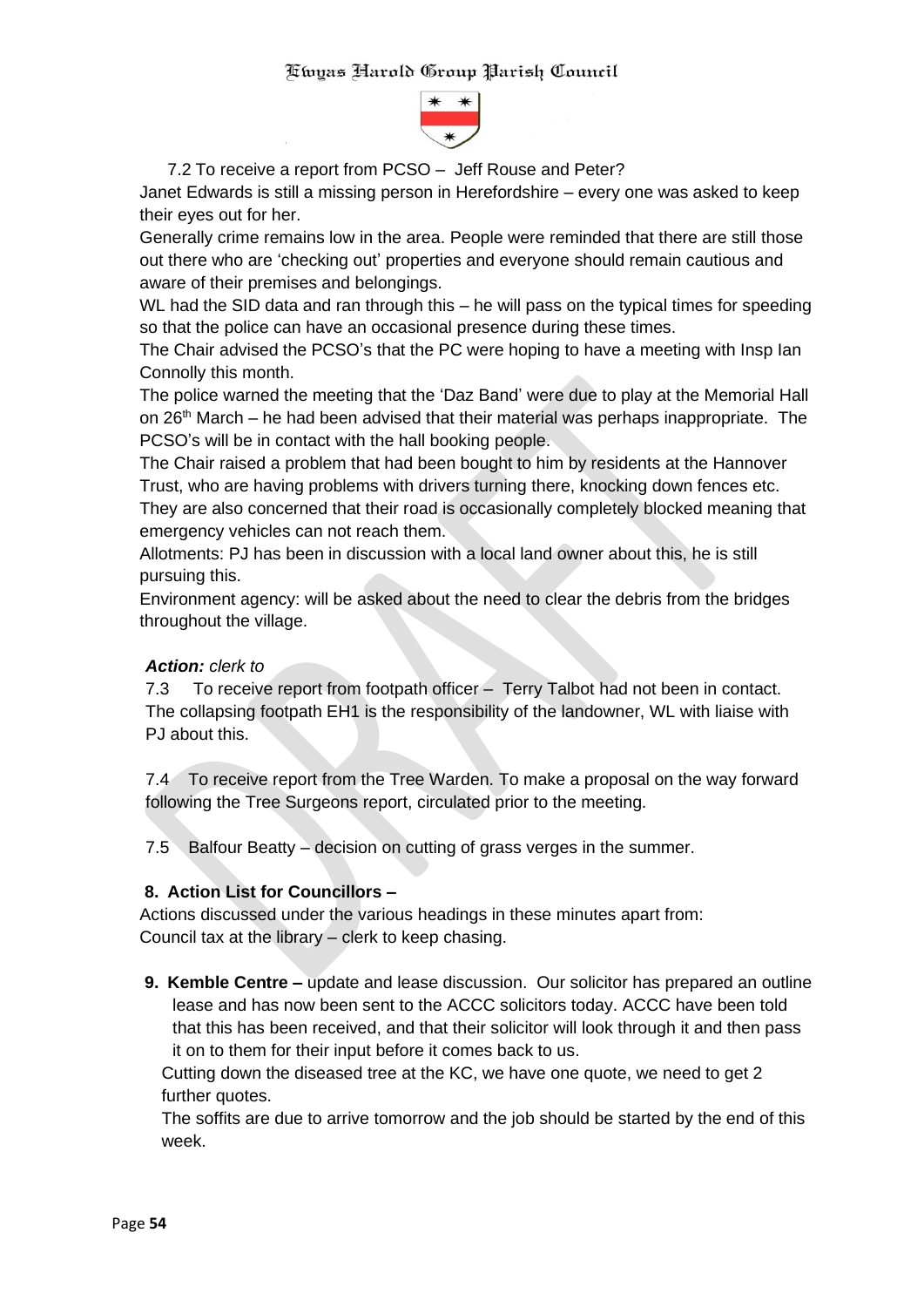7.2 To receive a report from PCSO – Jeff Rouse and Peter?

Janet Edwards is still a missing person in Herefordshire – every one was asked to keep their eyes out for her.

Generally crime remains low in the area. People were reminded that there are still those out there who are 'checking out' properties and everyone should remain cautious and aware of their premises and belongings.

WL had the SID data and ran through this – he will pass on the typical times for speeding so that the police can have an occasional presence during these times.

The Chair advised the PCSO's that the PC were hoping to have a meeting with Insp Ian Connolly this month.

The police warned the meeting that the 'Daz Band' were due to play at the Memorial Hall on 26th March – he had been advised that their material was perhaps inappropriate. The PCSO's will be in contact with the hall booking people.

The Chair raised a problem that had been bought to him by residents at the Hannover Trust, who are having problems with drivers turning there, knocking down fences etc. They are also concerned that their road is occasionally completely blocked meaning that emergency vehicles can not reach them.

Allotments: PJ has been in discussion with a local land owner about this, he is still pursuing this.

Environment agency: will be asked about the need to clear the debris from the bridges throughout the village.

***Action:*** *clerk to*

7.3 To receive report from footpath officer – Terry Talbot had not been in contact. The collapsing footpath EH1 is the responsibility of the landowner, WL with liaise with PJ about this.

7.4 To receive report from the Tree Warden. To make a proposal on the way forward following the Tree Surgeons report, circulated prior to the meeting.

7.5 Balfour Beatty – decision on cutting of grass verges in the summer.

**8. Action List for Councillors –**

Actions discussed under the various headings in these minutes apart from:
Council tax at the library – clerk to keep chasing.

**9. Kemble Centre –** update and lease discussion. Our solicitor has prepared an outline lease and has now been sent to the ACCC solicitors today. ACCC have been told that this has been received, and that their solicitor will look through it and then pass it on to them for their input before it comes back to us.

Cutting down the diseased tree at the KC, we have one quote, we need to get 2 further quotes.

The soffits are due to arrive tomorrow and the job should be started by the end of this week.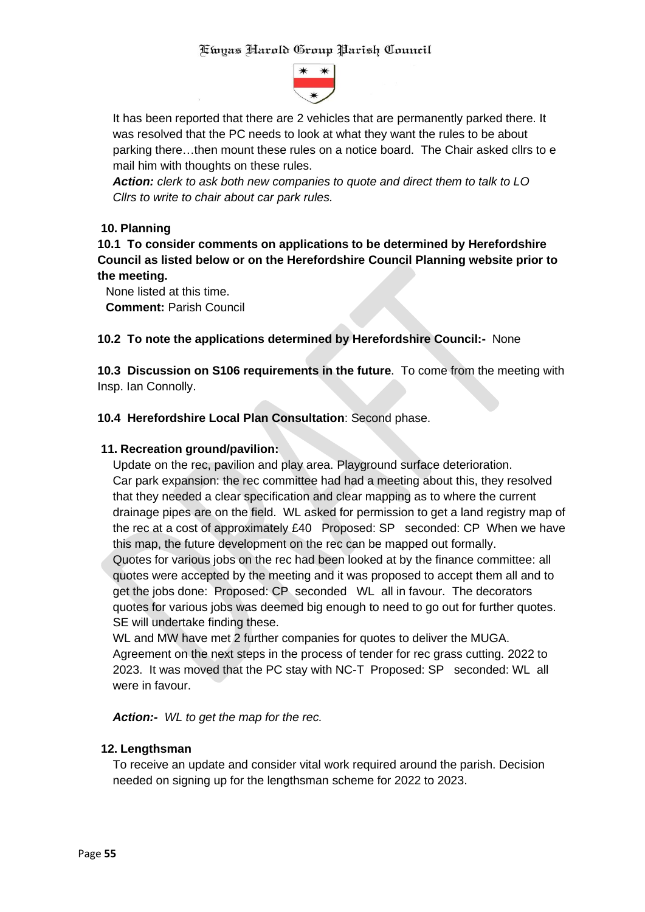It has been reported that there are 2 vehicles that are permanently parked there. It was resolved that the PC needs to look at what they want the rules to be about parking there…then mount these rules on a notice board. The Chair asked cllrs to e mail him with thoughts on these rules.

***Action:*** *clerk to ask both new companies to quote and direct them to talk to LO Cllrs to write to chair about car park rules.*

**10. Planning**

**10.1 To consider comments on applications to be determined by Herefordshire Council as listed below or on the Herefordshire Council Planning website prior to the meeting.**

None listed at this time.

**Comment:** Parish Council

**10.2 To note the applications determined by Herefordshire Council:-** None

**10.3 Discussion on S106 requirements in the future**. To come from the meeting with Insp. Ian Connolly.

**10.4 Herefordshire Local Plan Consultation**: Second phase.

**11. Recreation ground/pavilion:**

Update on the rec, pavilion and play area. Playground surface deterioration.
Car park expansion: the rec committee had had a meeting about this, they resolved that they needed a clear specification and clear mapping as to where the current drainage pipes are on the field. WL asked for permission to get a land registry map of the rec at a cost of approximately £40 Proposed: SP seconded: CP When we have this map, the future development on the rec can be mapped out formally.
Quotes for various jobs on the rec had been looked at by the finance committee: all quotes were accepted by the meeting and it was proposed to accept them all and to get the jobs done: Proposed: CP seconded WL all in favour. The decorators quotes for various jobs was deemed big enough to need to go out for further quotes. SE will undertake finding these.
WL and MW have met 2 further companies for quotes to deliver the MUGA.
Agreement on the next steps in the process of tender for rec grass cutting. 2022 to 2023. It was moved that the PC stay with NC-T Proposed: SP seconded: WL all were in favour.

***Action:-*** *WL to get the map for the rec.*

**12. Lengthsman**

To receive an update and consider vital work required around the parish. Decision needed on signing up for the lengthsman scheme for 2022 to 2023.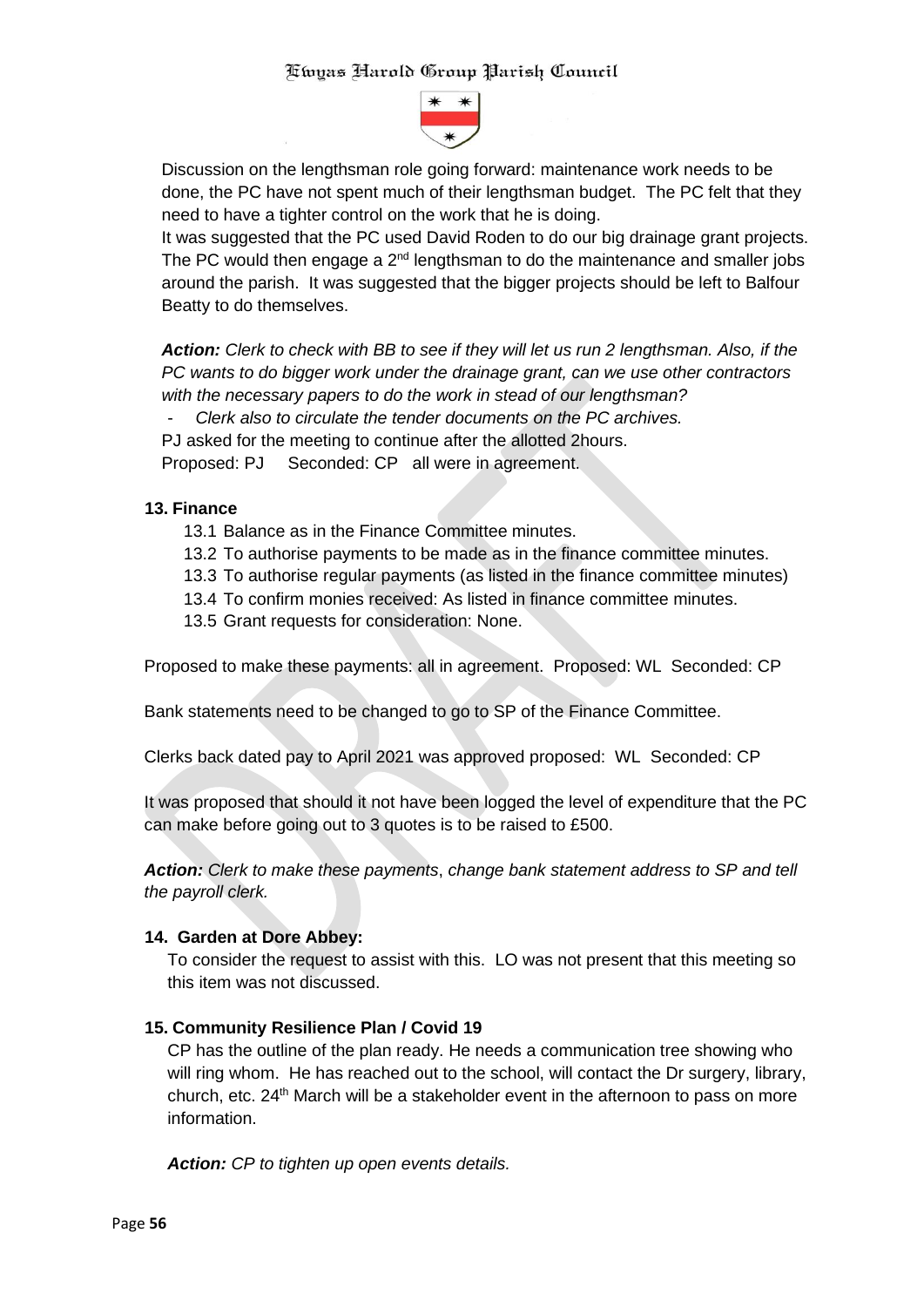Discussion on the lengthsman role going forward: maintenance work needs to be done, the PC have not spent much of their lengthsman budget. The PC felt that they need to have a tighter control on the work that he is doing.

It was suggested that the PC used David Roden to do our big drainage grant projects. The PC would then engage a 2nd lengthsman to do the maintenance and smaller jobs around the parish. It was suggested that the bigger projects should be left to Balfour Beatty to do themselves.

***Action:*** *Clerk to check with BB to see if they will let us run 2 lengthsman. Also, if the PC wants to do bigger work under the drainage grant, can we use other contractors with the necessary papers to do the work in stead of our lengthsman?*

- *Clerk also to circulate the tender documents on the PC archives.*

PJ asked for the meeting to continue after the allotted 2hours.

Proposed: PJ Seconded: CP all were in agreement.

### 13. Finance

13.1 Balance as in the Finance Committee minutes.

13.2 To authorise payments to be made as in the finance committee minutes.

13.3 To authorise regular payments (as listed in the finance committee minutes)

13.4 To confirm monies received: As listed in finance committee minutes.

13.5 Grant requests for consideration: None.

Proposed to make these payments: all in agreement. Proposed: WL Seconded: CP

Bank statements need to be changed to go to SP of the Finance Committee.

Clerks back dated pay to April 2021 was approved proposed: WL Seconded: CP

It was proposed that should it not have been logged the level of expenditure that the PC can make before going out to 3 quotes is to be raised to £500.

***Action:*** *Clerk to make these payments*, *change bank statement address to SP and tell the payroll clerk.*

### 14. Garden at Dore Abbey:

To consider the request to assist with this. LO was not present that this meeting so this item was not discussed.

### 15. Community Resilience Plan / Covid 19

CP has the outline of the plan ready. He needs a communication tree showing who will ring whom. He has reached out to the school, will contact the Dr surgery, library, church, etc. 24th March will be a stakeholder event in the afternoon to pass on more information.

***Action:*** *CP to tighten up open events details.*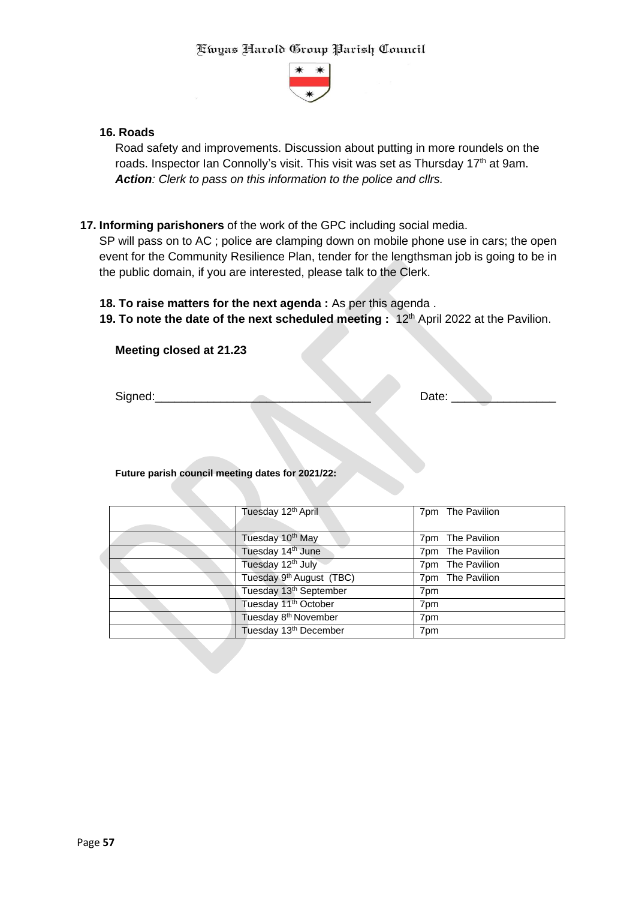**16. Roads**

Road safety and improvements. Discussion about putting in more roundels on the roads. Inspector Ian Connolly's visit. This visit was set as Thursday 17th at 9am.
***Action**: Clerk to pass on this information to the police and cllrs.*

**17. Informing parishoners** of the work of the GPC including social media.
SP will pass on to AC ; police are clamping down on mobile phone use in cars; the open event for the Community Resilience Plan, tender for the lengthsman job is going to be in the public domain, if you are interested, please talk to the Clerk.

**18. To raise matters for the next agenda :** As per this agenda .

**19. To note the date of the next scheduled meeting :** 12th April 2022 at the Pavilion.

**Meeting closed at 21.23**

Signed:________________________________ Date: ________________

**Future parish council meeting dates for 2021/22:**

| | | |
|---|---|---|
| | Tuesday 12th April | 7pm The Pavilion |
| | Tuesday 10th May | 7pm The Pavilion |
| | Tuesday 14th June | 7pm The Pavilion |
| | Tuesday 12th July | 7pm The Pavilion |
| | Tuesday 9th August (TBC) | 7pm The Pavilion |
| | Tuesday 13th September | 7pm |
| | Tuesday 11th October | 7pm |
| | Tuesday 8th November | 7pm |
| | Tuesday 13th December | 7pm |